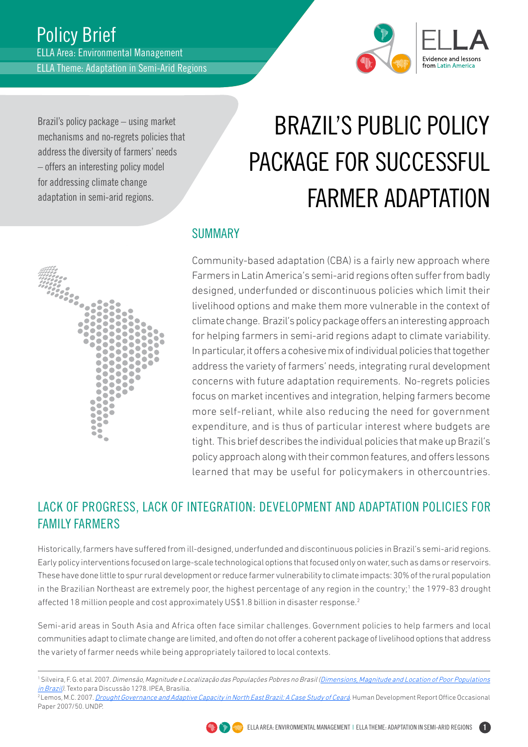Policy Brief

ELLA Area: Environmental Management

ELLA Theme: Adaptation in Semi-Arid Regions

ELLA — Evidence and lessons from Latin America

Brazil's policy package – using market mechanisms and no-regrets policies that address the diversity of farmers' needs – offers an interesting policy model for addressing climate change adaptation in semi-arid regions.

# BRAZIL'S PUBLIC POLICY PACKAGE FOR SUCCESSFUL FARMER ADAPTATION

## SUMMARY

Community-based adaptation (CBA) is a fairly new approach where Farmers in Latin America's semi-arid regions often suffer from badly designed, underfunded or discontinuous policies which limit their livelihood options and make them more vulnerable in the context of climate change. Brazil's policy package offers an interesting approach for helping farmers in semi-arid regions adapt to climate variability. In particular, it offers a cohesive mix of individual policies that together address the variety of farmers' needs, integrating rural development concerns with future adaptation requirements. No-regrets policies focus on market incentives and integration, helping farmers become more self-reliant, while also reducing the need for government expenditure, and is thus of particular interest where budgets are tight. This brief describes the individual policies that make up Brazil's policy approach along with their common features, and offers lessons learned that may be useful for policymakers in othercountries.

## LACK OF PROGRESS, LACK OF INTEGRATION: DEVELOPMENT AND ADAPTATION POLICIES FOR FAMILY FARMERS

Historically, farmers have suffered from ill-designed, underfunded and discontinuous policies in Brazil's semi-arid regions. Early policy interventions focused on large-scale technological options that focused only on water, such as dams or reservoirs. These have done little to spur rural development or reduce farmer vulnerability to climate impacts: 30% of the rural population in the Brazilian Northeast are extremely poor, the highest percentage of any region in the country;[1] the 1979-83 drought affected 18 million people and cost approximately US$1.8 billion in disaster response.[2]

Semi-arid areas in South Asia and Africa often face similar challenges. Government policies to help farmers and local communities adapt to climate change are limited, and often do not offer a coherent package of livelihood options that address the variety of farmer needs while being appropriately tailored to local contexts.

---

[1] Silveira, F. G. et al. 2007. *Dimensão, Magnitude e Localização das Populações Pobres no Brasil* (Dimensions, Magnitude and Location of Poor Populations in Brazil). Texto para Discussão 1278. IPEA, Brasília.

[2] Lemos, M.C. 2007. *Drought Governance and Adaptive Capacity in North East Brazil: A Case Study of Ceará*. Human Development Report Office Occasional Paper 2007/50. UNDP.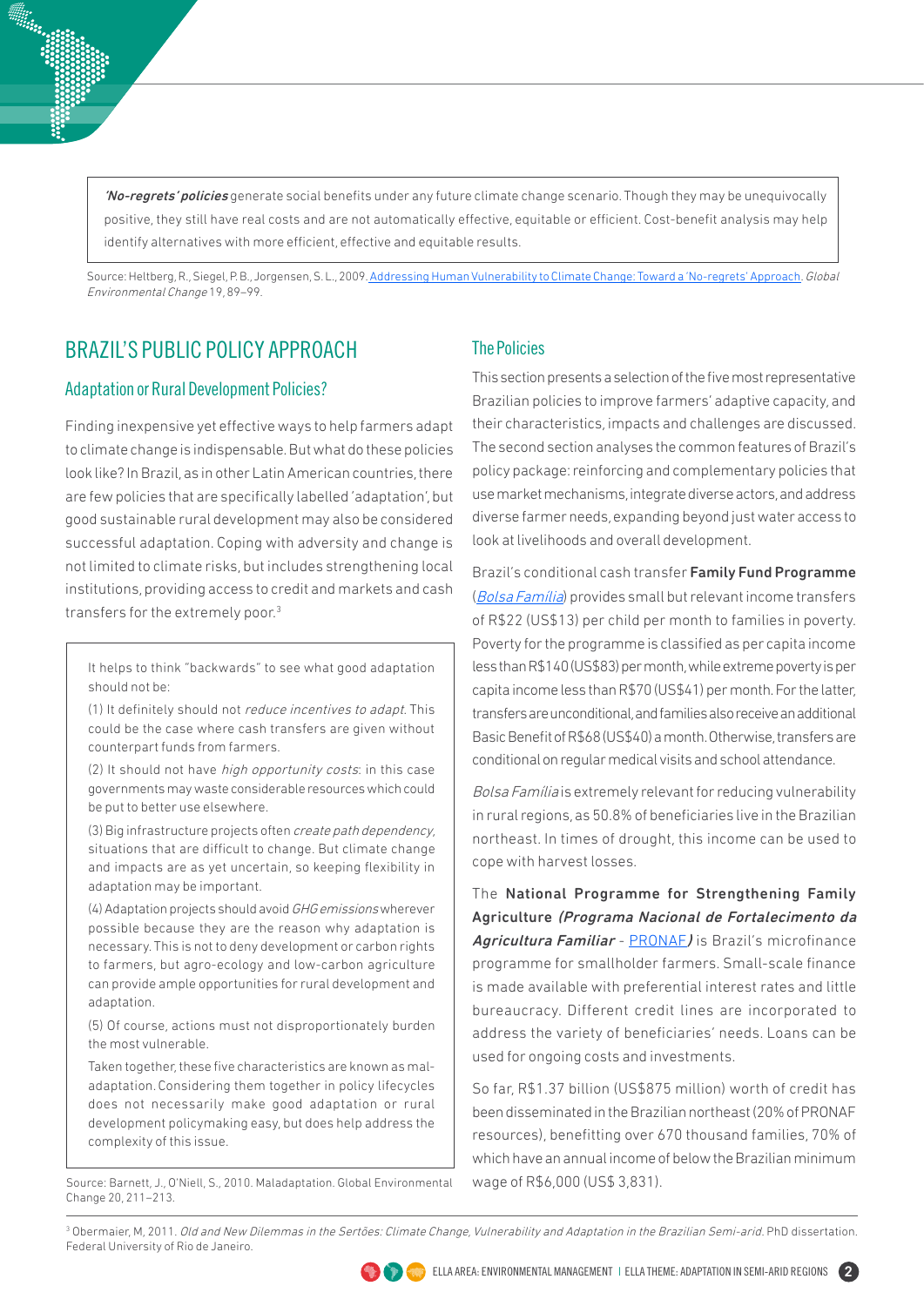> ***'No-regrets' policies*** generate social benefits under any future climate change scenario. Though they may be unequivocally positive, they still have real costs and are not automatically effective, equitable or efficient. Cost-benefit analysis may help identify alternatives with more efficient, effective and equitable results.

Source: Heltberg, R., Siegel, P. B., Jorgensen, S. L., 2009. Addressing Human Vulnerability to Climate Change: Toward a 'No-regrets' Approach. *Global Environmental Change* 19, 89–99.

## BRAZIL'S PUBLIC POLICY APPROACH

### Adaptation or Rural Development Policies?

Finding inexpensive yet effective ways to help farmers adapt to climate change is indispensable. But what do these policies look like? In Brazil, as in other Latin American countries, there are few policies that are specifically labelled 'adaptation', but good sustainable rural development may also be considered successful adaptation. Coping with adversity and change is not limited to climate risks, but includes strengthening local institutions, providing access to credit and markets and cash transfers for the extremely poor.[3]

> It helps to think "backwards" to see what good adaptation should not be:
>
> (1) It definitely should not *reduce incentives to adapt*. This could be the case where cash transfers are given without counterpart funds from farmers.
>
> (2) It should not have *high opportunity costs*: in this case governments may waste considerable resources which could be put to better use elsewhere.
>
> (3) Big infrastructure projects often *create path dependency*, situations that are difficult to change. But climate change and impacts are as yet uncertain, so keeping flexibility in adaptation may be important.
>
> (4) Adaptation projects should avoid *GHG emissions* wherever possible because they are the reason why adaptation is necessary. This is not to deny development or carbon rights to farmers, but agro-ecology and low-carbon agriculture can provide ample opportunities for rural development and adaptation.
>
> (5) Of course, actions must not disproportionately burden the most vulnerable.
>
> Taken together, these five characteristics are known as mal-adaptation. Considering them together in policy lifecycles does not necessarily make good adaptation or rural development policymaking easy, but does help address the complexity of this issue.

Source: Barnett, J., O'Niell, S., 2010. Maladaptation. Global Environmental Change 20, 211–213.

### The Policies

This section presents a selection of the five most representative Brazilian policies to improve farmers' adaptive capacity, and their characteristics, impacts and challenges are discussed. The second section analyses the common features of Brazil's policy package: reinforcing and complementary policies that use market mechanisms, integrate diverse actors, and address diverse farmer needs, expanding beyond just water access to look at livelihoods and overall development.

Brazil's conditional cash transfer **Family Fund Programme** (*Bolsa Familia*) provides small but relevant income transfers of R$22 (US$13) per child per month to families in poverty. Poverty for the programme is classified as per capita income less than R$140 (US$83) per month, while extreme poverty is per capita income less than R$70 (US$41) per month. For the latter, transfers are unconditional, and families also receive an additional Basic Benefit of R$68 (US$40) a month. Otherwise, transfers are conditional on regular medical visits and school attendance.

*Bolsa Familia* is extremely relevant for reducing vulnerability in rural regions, as 50.8% of beneficiaries live in the Brazilian northeast. In times of drought, this income can be used to cope with harvest losses.

The **National Programme for Strengthening Family Agriculture** ***(Programa Nacional de Fortalecimento da Agricultura Familiar** - PRONAF**)*** is Brazil's microfinance programme for smallholder farmers. Small-scale finance is made available with preferential interest rates and little bureaucracy. Different credit lines are incorporated to address the variety of beneficiaries' needs. Loans can be used for ongoing costs and investments.

So far, R$1.37 billion (US$875 million) worth of credit has been disseminated in the Brazilian northeast (20% of PRONAF resources), benefitting over 670 thousand families, 70% of which have an annual income of below the Brazilian minimum wage of R$6,000 (US$ 3,831).

---

[3] Obermaier, M, 2011. *Old and New Dilemmas in the Sertões: Climate Change, Vulnerability and Adaptation in the Brazilian Semi-arid.* PhD dissertation. Federal University of Rio de Janeiro.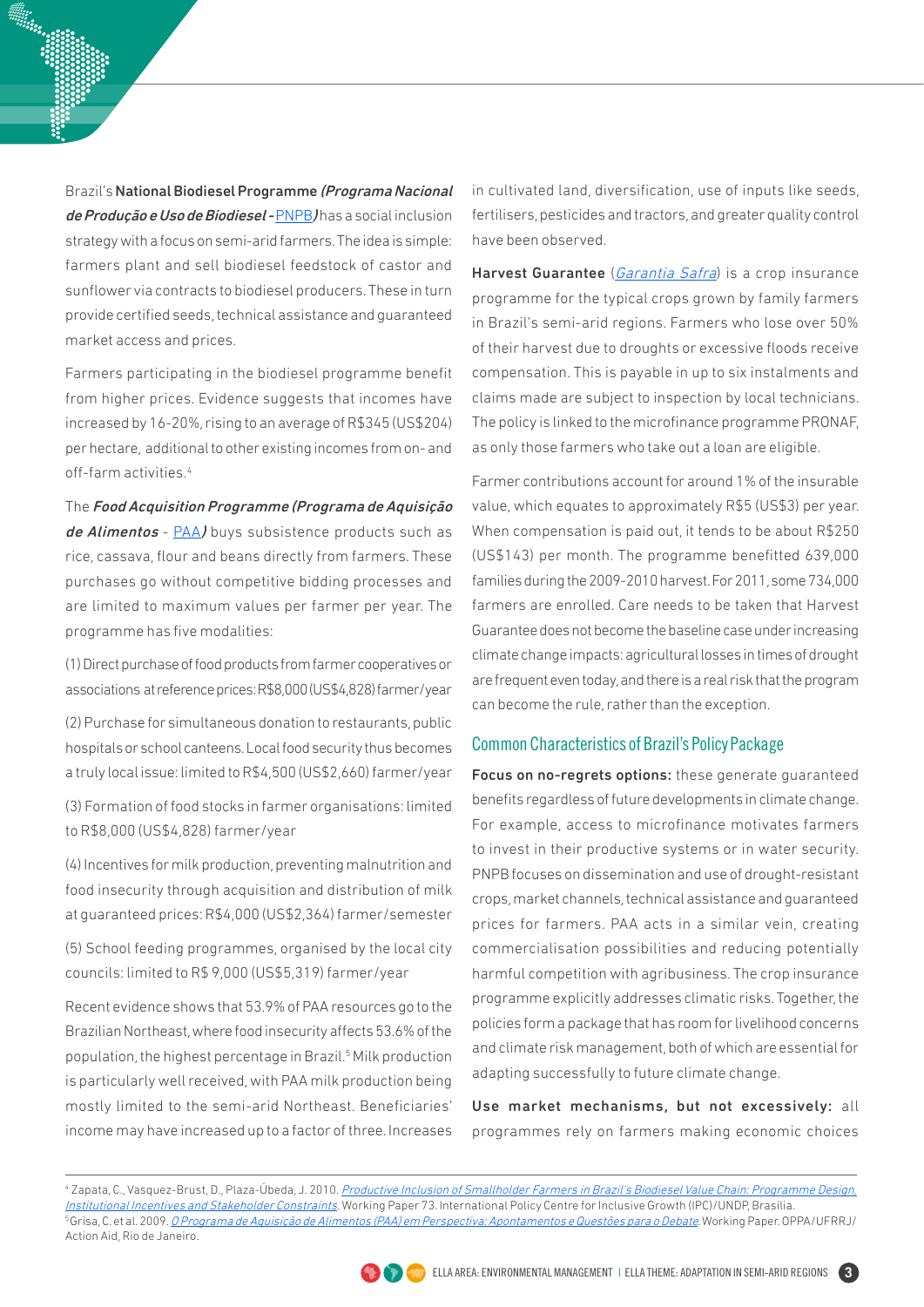Brazil's **National Biodiesel Programme *(Programa Nacional de Produção e Uso de Biodiesel -* PNPB*)*** has a social inclusion strategy with a focus on semi-arid farmers. The idea is simple: farmers plant and sell biodiesel feedstock of castor and sunflower via contracts to biodiesel producers. These in turn provide certified seeds, technical assistance and guaranteed market access and prices.

Farmers participating in the biodiesel programme benefit from higher prices. Evidence suggests that incomes have increased by 16-20%, rising to an average of R$345 (US$204) per hectare, additional to other existing incomes from on- and off-farm activities.[4]

The ***Food Acquisition Programme (Programa de Aquisição de Alimentos*** - PAA***)*** buys subsistence products such as rice, cassava, flour and beans directly from farmers. These purchases go without competitive bidding processes and are limited to maximum values per farmer per year. The programme has five modalities:

(1) Direct purchase of food products from farmer cooperatives or associations at reference prices: R$8,000 (US$4,828) farmer/year

(2) Purchase for simultaneous donation to restaurants, public hospitals or school canteens. Local food security thus becomes a truly local issue: limited to R$4,500 (US$2,660) farmer/year

(3) Formation of food stocks in farmer organisations: limited to R$8,000 (US$4,828) farmer/year

(4) Incentives for milk production, preventing malnutrition and food insecurity through acquisition and distribution of milk at guaranteed prices: R$4,000 (US$2,364) farmer/semester

(5) School feeding programmes, organised by the local city councils: limited to R$ 9,000 (US$5,319) farmer/year

Recent evidence shows that 53.9% of PAA resources go to the Brazilian Northeast, where food insecurity affects 53.6% of the population, the highest percentage in Brazil.[5] Milk production is particularly well received, with PAA milk production being mostly limited to the semi-arid Northeast. Beneficiaries' income may have increased up to a factor of three. Increases in cultivated land, diversification, use of inputs like seeds, fertilisers, pesticides and tractors, and greater quality control have been observed.

**Harvest Guarantee** (*Garantia Safra*) is a crop insurance programme for the typical crops grown by family farmers in Brazil's semi-arid regions. Farmers who lose over 50% of their harvest due to droughts or excessive floods receive compensation. This is payable in up to six instalments and claims made are subject to inspection by local technicians. The policy is linked to the microfinance programme PRONAF, as only those farmers who take out a loan are eligible.

Farmer contributions account for around 1% of the insurable value, which equates to approximately R$5 (US$3) per year. When compensation is paid out, it tends to be about R$250 (US$143) per month. The programme benefitted 639,000 families during the 2009-2010 harvest. For 2011, some 734,000 farmers are enrolled. Care needs to be taken that Harvest Guarantee does not become the baseline case under increasing climate change impacts: agricultural losses in times of drought are frequent even today, and there is a real risk that the program can become the rule, rather than the exception.

## Common Characteristics of Brazil's Policy Package

**Focus on no-regrets options:** these generate guaranteed benefits regardless of future developments in climate change. For example, access to microfinance motivates farmers to invest in their productive systems or in water security. PNPB focuses on dissemination and use of drought-resistant crops, market channels, technical assistance and guaranteed prices for farmers. PAA acts in a similar vein, creating commercialisation possibilities and reducing potentially harmful competition with agribusiness. The crop insurance programme explicitly addresses climatic risks. Together, the policies form a package that has room for livelihood concerns and climate risk management, both of which are essential for adapting successfully to future climate change.

**Use market mechanisms, but not excessively:** all programmes rely on farmers making economic choices

---

[4] Zapata, C., Vasquez-Brust, D., Plaza-Úbeda, J. 2010. *Productive Inclusion of Smallholder Farmers in Brazil's Biodiesel Value Chain: Programme Design, Institutional Incentives and Stakeholder Constraints*. Working Paper 73. International Policy Centre for Inclusive Growth (IPC)/UNDP, Brasilia.

[5] Grisa, C. et al. 2009. *O Programa de Aquisição de Alimentos (PAA) em Perspectiva: Apontamentos e Questões para o Debate*. Working Paper. OPPA/UFRRJ/Action Aid, Rio de Janeiro.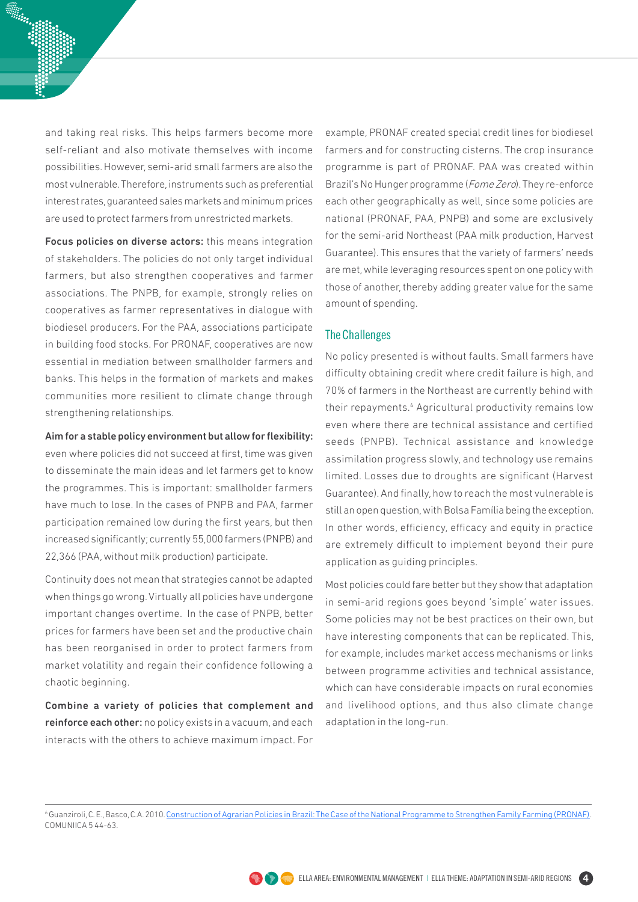and taking real risks. This helps farmers become more self-reliant and also motivate themselves with income possibilities. However, semi-arid small farmers are also the most vulnerable. Therefore, instruments such as preferential interest rates, guaranteed sales markets and minimum prices are used to protect farmers from unrestricted markets.

**Focus policies on diverse actors:** this means integration of stakeholders. The policies do not only target individual farmers, but also strengthen cooperatives and farmer associations. The PNPB, for example, strongly relies on cooperatives as farmer representatives in dialogue with biodiesel producers. For the PAA, associations participate in building food stocks. For PRONAF, cooperatives are now essential in mediation between smallholder farmers and banks. This helps in the formation of markets and makes communities more resilient to climate change through strengthening relationships.

**Aim for a stable policy environment but allow for flexibility:** even where policies did not succeed at first, time was given to disseminate the main ideas and let farmers get to know the programmes. This is important: smallholder farmers have much to lose. In the cases of PNPB and PAA, farmer participation remained low during the first years, but then increased significantly; currently 55,000 farmers (PNPB) and 22,366 (PAA, without milk production) participate.

Continuity does not mean that strategies cannot be adapted when things go wrong. Virtually all policies have undergone important changes overtime. In the case of PNPB, better prices for farmers have been set and the productive chain has been reorganised in order to protect farmers from market volatility and regain their confidence following a chaotic beginning.

**Combine a variety of policies that complement and reinforce each other:** no policy exists in a vacuum, and each interacts with the others to achieve maximum impact. For example, PRONAF created special credit lines for biodiesel farmers and for constructing cisterns. The crop insurance programme is part of PRONAF. PAA was created within Brazil's No Hunger programme (*Fome Zero*). They re-enforce each other geographically as well, since some policies are national (PRONAF, PAA, PNPB) and some are exclusively for the semi-arid Northeast (PAA milk production, Harvest Guarantee). This ensures that the variety of farmers' needs are met, while leveraging resources spent on one policy with those of another, thereby adding greater value for the same amount of spending.

## The Challenges

No policy presented is without faults. Small farmers have difficulty obtaining credit where credit failure is high, and 70% of farmers in the Northeast are currently behind with their repayments.[6] Agricultural productivity remains low even where there are technical assistance and certified seeds (PNPB). Technical assistance and knowledge assimilation progress slowly, and technology use remains limited. Losses due to droughts are significant (Harvest Guarantee). And finally, how to reach the most vulnerable is still an open question, with Bolsa Família being the exception. In other words, efficiency, efficacy and equity in practice are extremely difficult to implement beyond their pure application as guiding principles.

Most policies could fare better but they show that adaptation in semi-arid regions goes beyond 'simple' water issues. Some policies may not be best practices on their own, but have interesting components that can be replicated. This, for example, includes market access mechanisms or links between programme activities and technical assistance, which can have considerable impacts on rural economies and livelihood options, and thus also climate change adaptation in the long-run.

---

[6] Guanziroli, C. E., Basco, C.A. 2010. Construction of Agrarian Policies in Brazil: The Case of the National Programme to Strengthen Family Farming (PRONAF). COMUNIICA 5 44-63.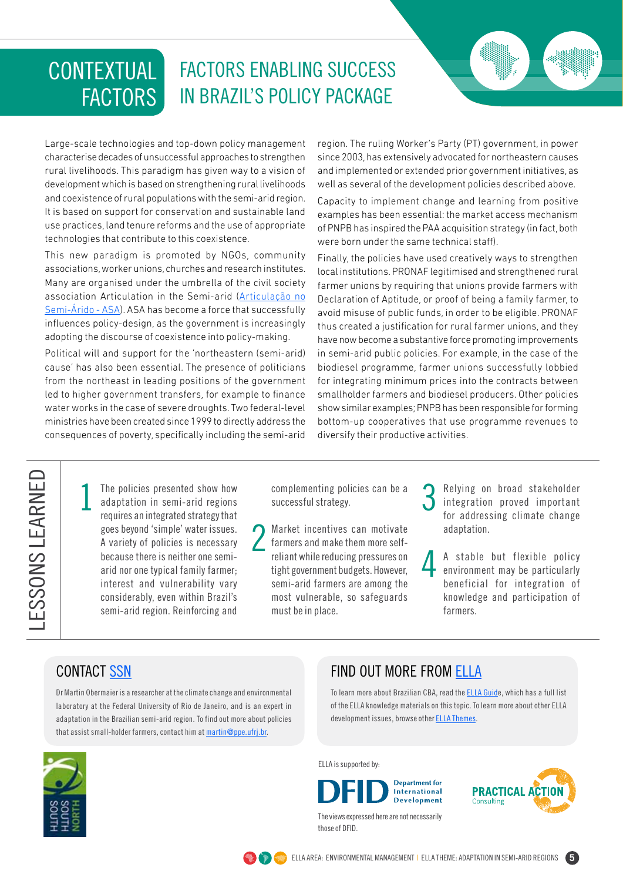# CONTEXTUAL FACTORS

## FACTORS ENABLING SUCCESS IN BRAZIL'S POLICY PACKAGE

Large-scale technologies and top-down policy management characterise decades of unsuccessful approaches to strengthen rural livelihoods. This paradigm has given way to a vision of development which is based on strengthening rural livelihoods and coexistence of rural populations with the semi-arid region. It is based on support for conservation and sustainable land use practices, land tenure reforms and the use of appropriate technologies that contribute to this coexistence.

This new paradigm is promoted by NGOs, community associations, worker unions, churches and research institutes. Many are organised under the umbrella of the civil society association Articulation in the Semi-arid (Articulação no Semi-Árido - ASA). ASA has become a force that successfully influences policy-design, as the government is increasingly adopting the discourse of coexistence into policy-making.

Political will and support for the 'northeastern (semi-arid) cause' has also been essential. The presence of politicians from the northeast in leading positions of the government led to higher government transfers, for example to finance water works in the case of severe droughts. Two federal-level ministries have been created since 1999 to directly address the consequences of poverty, specifically including the semi-arid region. The ruling Worker's Party (PT) government, in power since 2003, has extensively advocated for northeastern causes and implemented or extended prior government initiatives, as well as several of the development policies described above.

Capacity to implement change and learning from positive examples has been essential: the market access mechanism of PNPB has inspired the PAA acquisition strategy (in fact, both were born under the same technical staff).

Finally, the policies have used creatively ways to strengthen local institutions. PRONAF legitimised and strengthened rural farmer unions by requiring that unions provide farmers with Declaration of Aptitude, or proof of being a family farmer, to avoid misuse of public funds, in order to be eligible. PRONAF thus created a justification for rural farmer unions, and they have now become a substantive force promoting improvements in semi-arid public policies. For example, in the case of the biodiesel programme, farmer unions successfully lobbied for integrating minimum prices into the contracts between smallholder farmers and biodiesel producers. Other policies show similar examples; PNPB has been responsible for forming bottom-up cooperatives that use programme revenues to diversify their productive activities.

## LESSONS LEARNED

1. The policies presented show how adaptation in semi-arid regions requires an integrated strategy that goes beyond 'simple' water issues. A variety of policies is necessary because there is neither one semi-arid nor one typical family farmer; interest and vulnerability vary considerably, even within Brazil's semi-arid region. Reinforcing and complementing policies can be a successful strategy.

2. Market incentives can motivate farmers and make them more self-reliant while reducing pressures on tight government budgets. However, semi-arid farmers are among the most vulnerable, so safeguards must be in place.

3. Relying on broad stakeholder integration proved important for addressing climate change adaptation.

4. A stable but flexible policy environment may be particularly beneficial for integration of knowledge and participation of farmers.

## CONTACT SSN

Dr Martin Obermaier is a researcher at the climate change and environmental laboratory at the Federal University of Rio de Janeiro, and is an expert in adaptation in the Brazilian semi-arid region. To find out more about policies that assist small-holder farmers, contact him at martin@ppe.ufrj.br.

## FIND OUT MORE FROM ELLA

To learn more about Brazilian CBA, read the ELLA Guide, which has a full list of the ELLA knowledge materials on this topic. To learn more about other ELLA development issues, browse other ELLA Themes.

ELLA is supported by:

DFID Department for International Development

PRACTICAL ACTION Consulting

The views expressed here are not necessarily those of DFID.